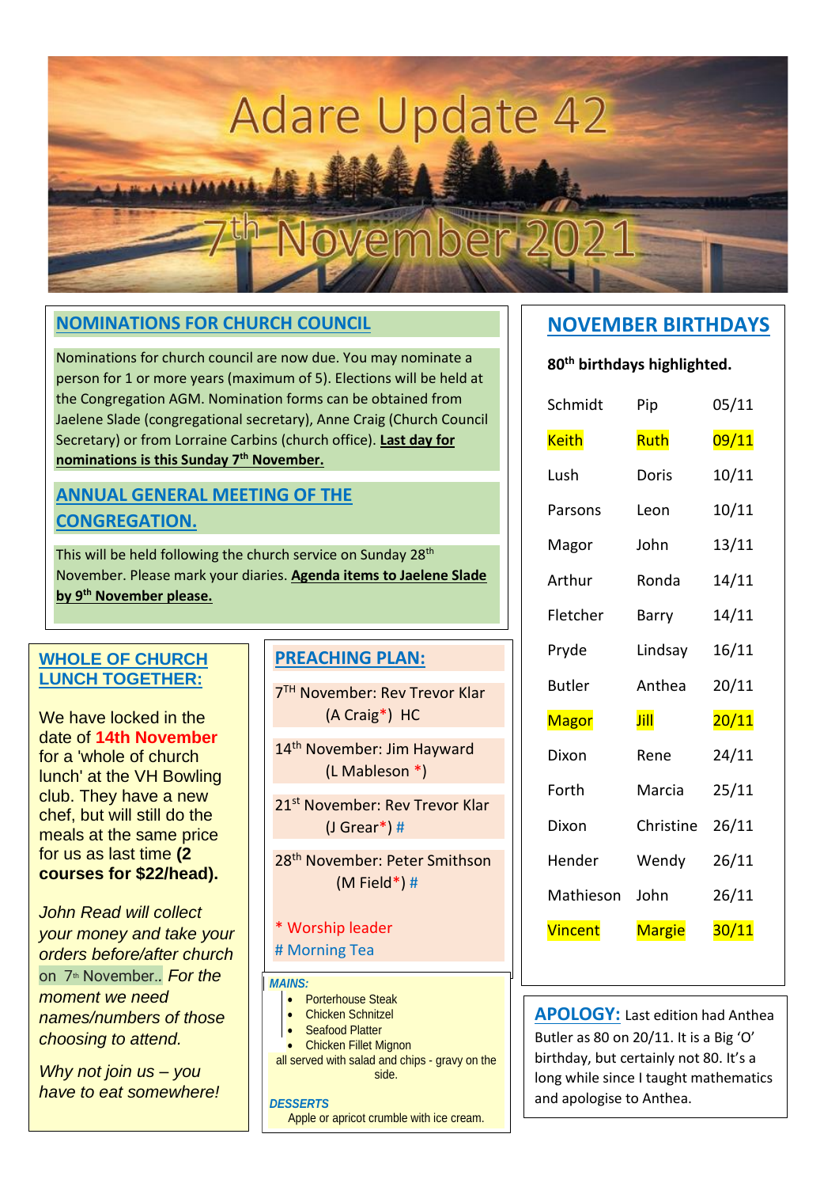# Adare Update 42

## 7th November 2021

## NOMINATIONS FOR CHURCH COUNCIL

Nominations for church council are now due. You may nominate a person for 1 or more years (maximum of 5). Elections will be held at the Congregation AGM. Nomination forms can be obtained from Jaelene Slade (congregational secretary), Anne Craig (Church Council Secretary) or from Lorraine Carbins (church office). **Last day for nominations is this Sunday 7th November.**

## ANNUAL GENERAL MEETING OF THE CONGREGATION.

This will be held following the church service on Sunday 28th November. Please mark your diaries. **Agenda items to Jaelene Slade by 9th November please.**

## WHOLE OF CHURCH LUNCH TOGETHER:

We have locked in the date of **14th November** for a 'whole of church lunch' at the VH Bowling club. They have a new chef, but will still do the meals at the same price for us as last time **(2 courses for $22/head).**

*John Read will collect your money and take your orders before/after church* on 7th November.. *For the moment we need names/numbers of those choosing to attend.*

*Why not join us – you have to eat somewhere!*

*MAINS:*

- Porterhouse Steak
- Chicken Schnitzel
- Seafood Platter
- Chicken Fillet Mignon

all served with salad and chips - gravy on the side.

*DESSERTS*

Apple or apricot crumble with ice cream.

## PREACHING PLAN:

7TH November: Rev Trevor Klar (A Craig*) HC

14th November: Jim Hayward (L Mableson *)

21st November: Rev Trevor Klar (J Grear*) #

28th November: Peter Smithson (M Field*) #

\* Worship leader
\# Morning Tea

## NOVEMBER BIRTHDAYS

**80th birthdays highlighted.**

| | | |
|---|---|---|
| Schmidt | Pip | 05/11 |
| Keith | Ruth | 09/11 |
| Lush | Doris | 10/11 |
| Parsons | Leon | 10/11 |
| Magor | John | 13/11 |
| Arthur | Ronda | 14/11 |
| Fletcher | Barry | 14/11 |
| Pryde | Lindsay | 16/11 |
| Butler | Anthea | 20/11 |
| Magor | Jill | 20/11 |
| Dixon | Rene | 24/11 |
| Forth | Marcia | 25/11 |
| Dixon | Christine | 26/11 |
| Hender | Wendy | 26/11 |
| Mathieson | John | 26/11 |
| Vincent | Margie | 30/11 |

**APOLOGY:** Last edition had Anthea Butler as 80 on 20/11. It is a Big 'O' birthday, but certainly not 80. It's a long while since I taught mathematics and apologise to Anthea.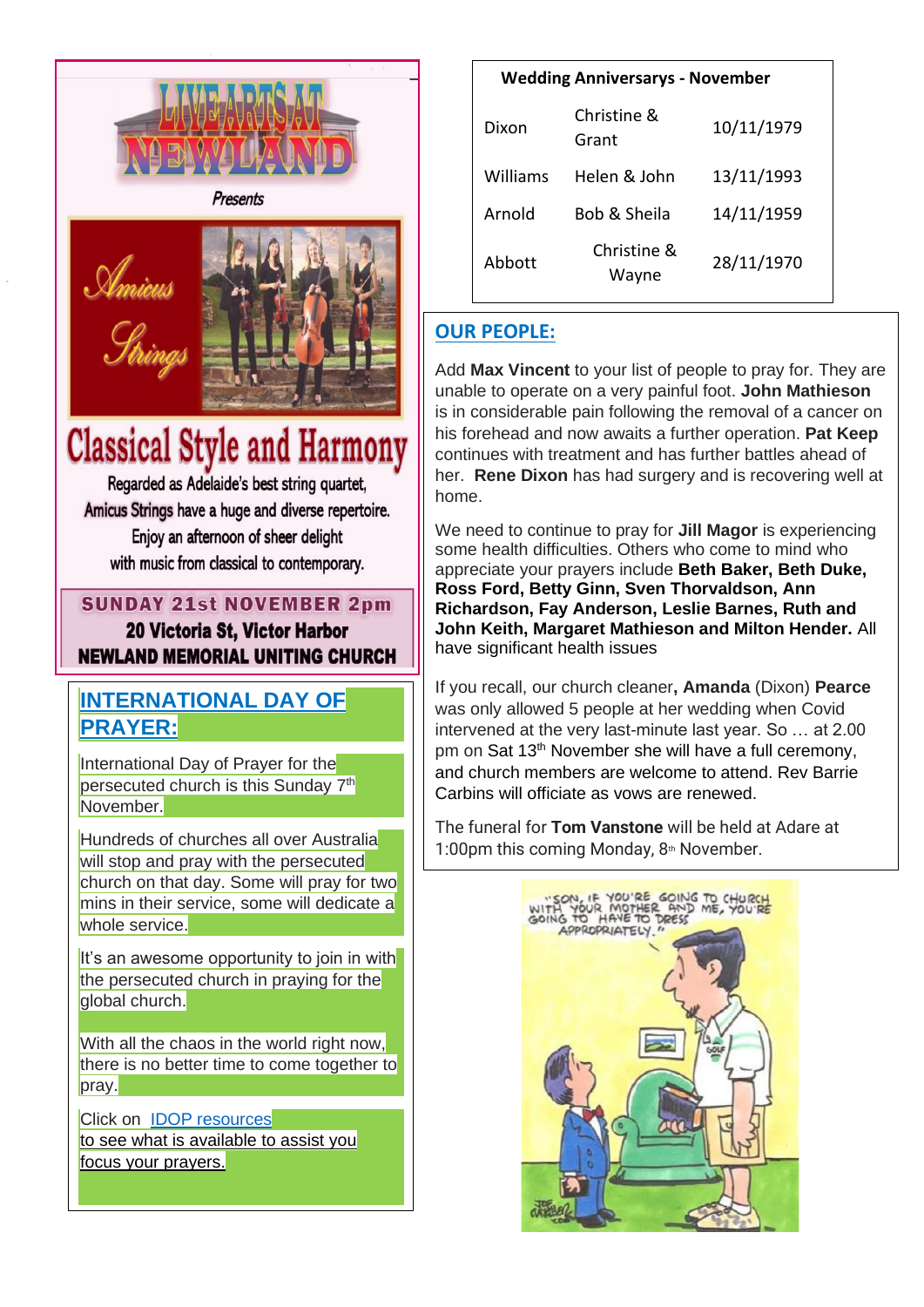# LIVE ARTS AT NEWLAND

*Presents*

*Amicus Strings*

## Classical Style and Harmony

Regarded as Adelaide's best string quartet,
Amicus Strings have a huge and diverse repertoire.
Enjoy an afternoon of sheer delight
with music from classical to contemporary.

**SUNDAY 21st NOVEMBER 2pm**
**20 Victoria St, Victor Harbor**
**NEWLAND MEMORIAL UNITING CHURCH**

## INTERNATIONAL DAY OF PRAYER:

International Day of Prayer for the persecuted church is this Sunday 7th November.

Hundreds of churches all over Australia will stop and pray with the persecuted church on that day. Some will pray for two mins in their service, some will dedicate a whole service.

It's an awesome opportunity to join in with the persecuted church in praying for the global church.

With all the chaos in the world right now, there is no better time to come together to pray.

Click on IDOP resources to see what is available to assist you focus your prayers.

| Wedding Anniversarys - November | | |
|---|---|---|
| Dixon | Christine & Grant | 10/11/1979 |
| Williams | Helen & John | 13/11/1993 |
| Arnold | Bob & Sheila | 14/11/1959 |
| Abbott | Christine & Wayne | 28/11/1970 |

## OUR PEOPLE:

Add **Max Vincent** to your list of people to pray for. They are unable to operate on a very painful foot. **John Mathieson** is in considerable pain following the removal of a cancer on his forehead and now awaits a further operation. **Pat Keep** continues with treatment and has further battles ahead of her. **Rene Dixon** has had surgery and is recovering well at home.

We need to continue to pray for **Jill Magor** is experiencing some health difficulties. Others who come to mind who appreciate your prayers include **Beth Baker, Beth Duke, Ross Ford, Betty Ginn, Sven Thorvaldson, Ann Richardson, Fay Anderson, Leslie Barnes, Ruth and John Keith, Margaret Mathieson and Milton Hender.** All have significant health issues

If you recall, our church cleaner, **Amanda** (Dixon) **Pearce** was only allowed 5 people at her wedding when Covid intervened at the very last-minute last year. So … at 2.00 pm on Sat 13th November she will have a full ceremony, and church members are welcome to attend. Rev Barrie Carbins will officiate as vows are renewed.

The funeral for **Tom Vanstone** will be held at Adare at 1:00pm this coming Monday, 8th November.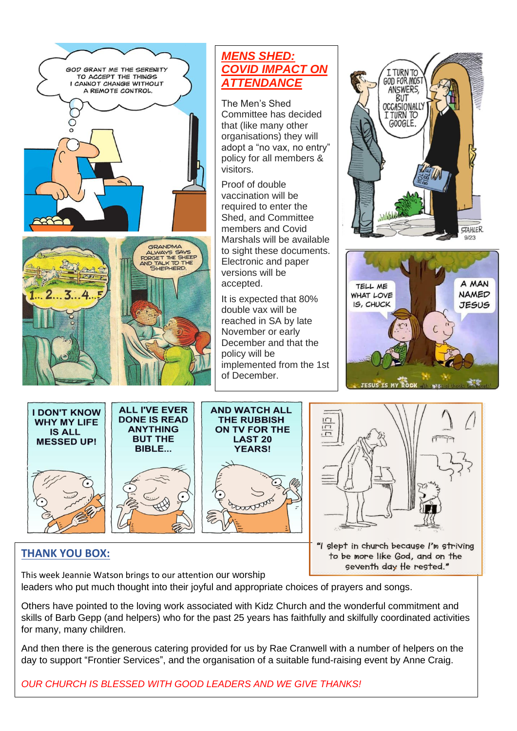## *MENS SHED: COVID IMPACT ON ATTENDANCE*

The Men's Shed Committee has decided that (like many other organisations) they will adopt a "no vax, no entry" policy for all members & visitors.

Proof of double vaccination will be required to enter the Shed, and Committee members and Covid Marshals will be available to sight these documents. Electronic and paper versions will be accepted.

It is expected that 80% double vax will be reached in SA by late November or early December and that the policy will be implemented from the 1st of December.

## THANK YOU BOX:

This week Jeannie Watson brings to our attention our worship leaders who put much thought into their joyful and appropriate choices of prayers and songs.

Others have pointed to the loving work associated with Kidz Church and the wonderful commitment and skills of Barb Gepp (and helpers) who for the past 25 years has faithfully and skilfully coordinated activities for many, many children.

And then there is the generous catering provided for us by Rae Cranwell with a number of helpers on the day to support "Frontier Services", and the organisation of a suitable fund-raising event by Anne Craig.

*OUR CHURCH IS BLESSED WITH GOOD LEADERS AND WE GIVE THANKS!*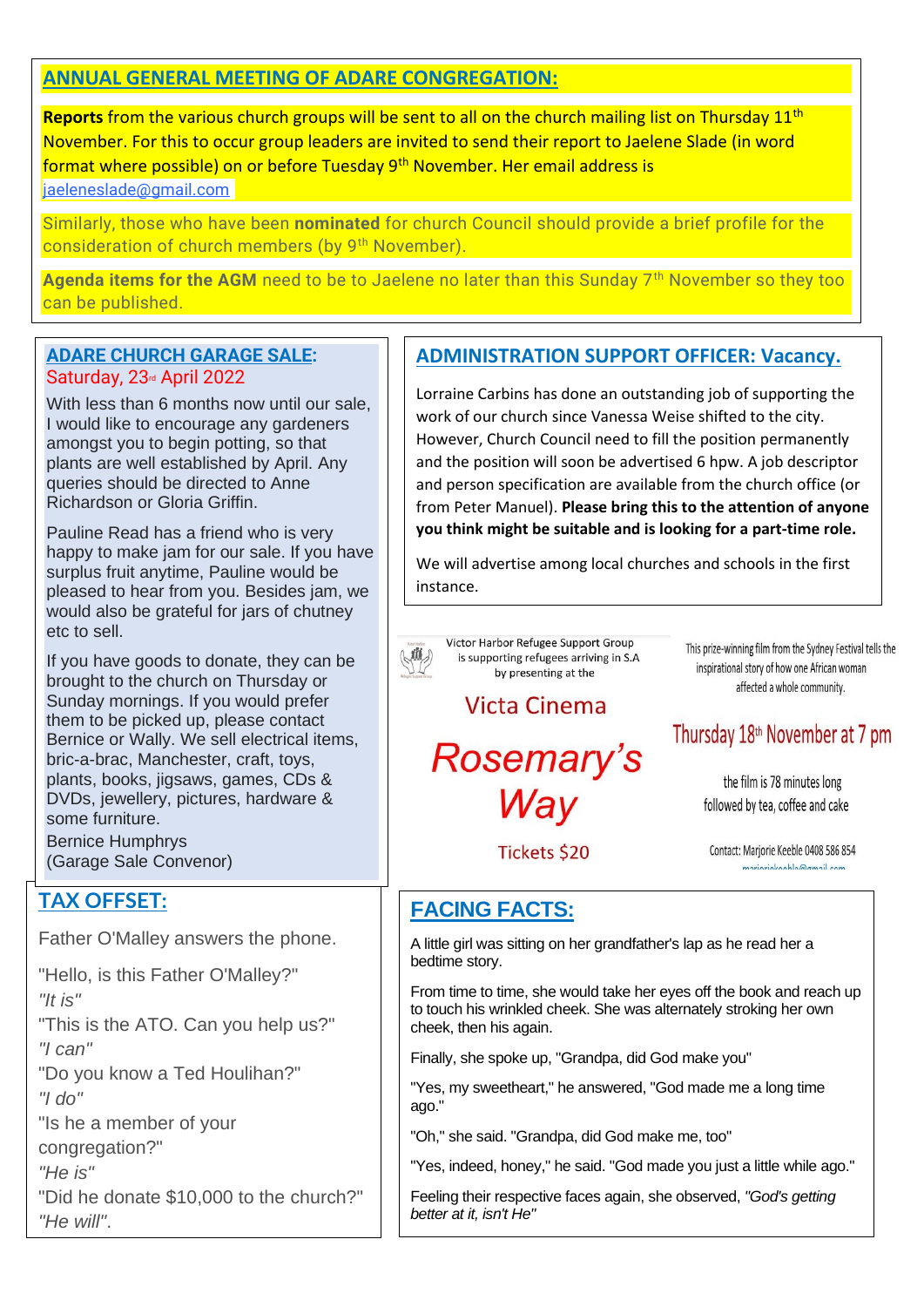## ANNUAL GENERAL MEETING OF ADARE CONGREGATION:

**Reports** from the various church groups will be sent to all on the church mailing list on Thursday 11th November. For this to occur group leaders are invited to send their report to Jaelene Slade (in word format where possible) on or before Tuesday 9th November. Her email address is jaeleneslade@gmail.com

Similarly, those who have been **nominated** for church Council should provide a brief profile for the consideration of church members (by 9th November).

**Agenda items for the AGM** need to be to Jaelene no later than this Sunday 7th November so they too can be published.

## ADARE CHURCH GARAGE SALE:

Saturday, 23rd April 2022

With less than 6 months now until our sale, I would like to encourage any gardeners amongst you to begin potting, so that plants are well established by April. Any queries should be directed to Anne Richardson or Gloria Griffin.

Pauline Read has a friend who is very happy to make jam for our sale. If you have surplus fruit anytime, Pauline would be pleased to hear from you. Besides jam, we would also be grateful for jars of chutney etc to sell.

If you have goods to donate, they can be brought to the church on Thursday or Sunday mornings. If you would prefer them to be picked up, please contact Bernice or Wally. We sell electrical items, bric-a-brac, Manchester, craft, toys, plants, books, jigsaws, games, CDs & DVDs, jewellery, pictures, hardware & some furniture.

Bernice Humphrys
(Garage Sale Convenor)

## ADMINISTRATION SUPPORT OFFICER: Vacancy.

Lorraine Carbins has done an outstanding job of supporting the work of our church since Vanessa Weise shifted to the city. However, Church Council need to fill the position permanently and the position will soon be advertised 6 hpw. A job descriptor and person specification are available from the church office (or from Peter Manuel). **Please bring this to the attention of anyone you think might be suitable and is looking for a part-time role.**

We will advertise among local churches and schools in the first instance.

Victor Harbor Refugee Support Group is supporting refugees arriving in S.A by presenting at the

Victa Cinema

**Rosemary's Way**

Tickets $20

This prize-winning film from the Sydney Festival tells the inspirational story of how one African woman affected a whole community.

Thursday 18th November at 7 pm

the film is 78 minutes long followed by tea, coffee and cake

Contact: Marjorie Keeble 0408 586 854 marjoriekeeble@gmail.com

## TAX OFFSET:

Father O'Malley answers the phone.

"Hello, is this Father O'Malley?"
*"It is"*
"This is the ATO. Can you help us?"
*"I can"*
"Do you know a Ted Houlihan?"
*"I do"*
"Is he a member of your congregation?"
*"He is"*
"Did he donate $10,000 to the church?"
*"He will"*.

## FACING FACTS:

A little girl was sitting on her grandfather's lap as he read her a bedtime story.

From time to time, she would take her eyes off the book and reach up to touch his wrinkled cheek. She was alternately stroking her own cheek, then his again.

Finally, she spoke up, "Grandpa, did God make you"

"Yes, my sweetheart," he answered, "God made me a long time ago."

"Oh," she said. "Grandpa, did God make me, too"

"Yes, indeed, honey," he said. "God made you just a little while ago."

Feeling their respective faces again, she observed, *"God's getting better at it, isn't He"*